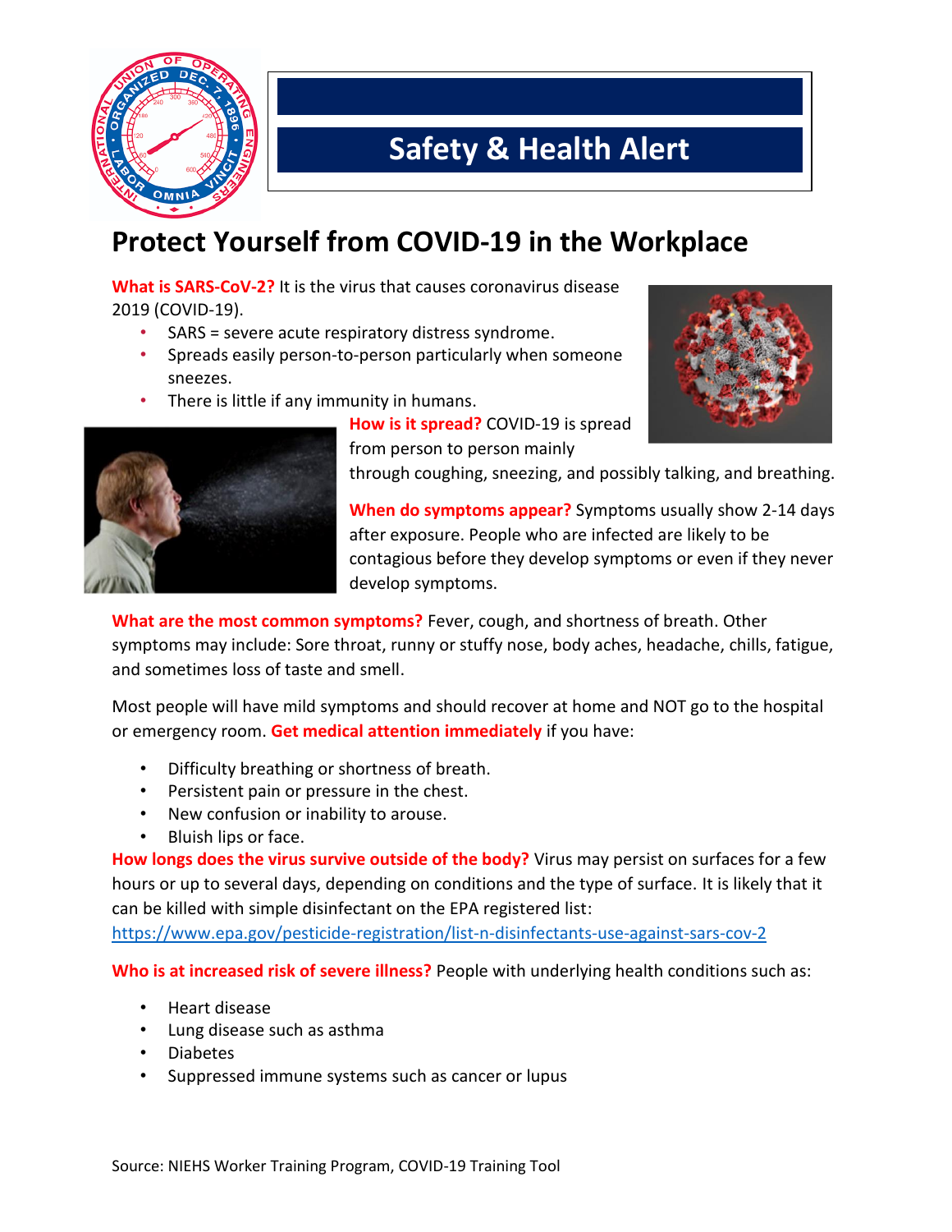# Safety & Health Alert

## Protect Yourself from COVID-19 in the Workplace

**What is SARS-CoV-2?** It is the virus that causes coronavirus disease 2019 (COVID-19).

- SARS = severe acute respiratory distress syndrome.
- Spreads easily person-to-person particularly when someone sneezes.
- There is little if any immunity in humans.

**How is it spread?** COVID-19 is spread from person to person mainly through coughing, sneezing, and possibly talking, and breathing.

**When do symptoms appear?** Symptoms usually show 2-14 days after exposure. People who are infected are likely to be contagious before they develop symptoms or even if they never develop symptoms.

**What are the most common symptoms?** Fever, cough, and shortness of breath. Other symptoms may include: Sore throat, runny or stuffy nose, body aches, headache, chills, fatigue, and sometimes loss of taste and smell.

Most people will have mild symptoms and should recover at home and NOT go to the hospital or emergency room. **Get medical attention immediately** if you have:

- Difficulty breathing or shortness of breath.
- Persistent pain or pressure in the chest.
- New confusion or inability to arouse.
- Bluish lips or face.

**How longs does the virus survive outside of the body?** Virus may persist on surfaces for a few hours or up to several days, depending on conditions and the type of surface. It is likely that it can be killed with simple disinfectant on the EPA registered list: https://www.epa.gov/pesticide-registration/list-n-disinfectants-use-against-sars-cov-2

**Who is at increased risk of severe illness?** People with underlying health conditions such as:

- Heart disease
- Lung disease such as asthma
- Diabetes
- Suppressed immune systems such as cancer or lupus

Source: NIEHS Worker Training Program, COVID-19 Training Tool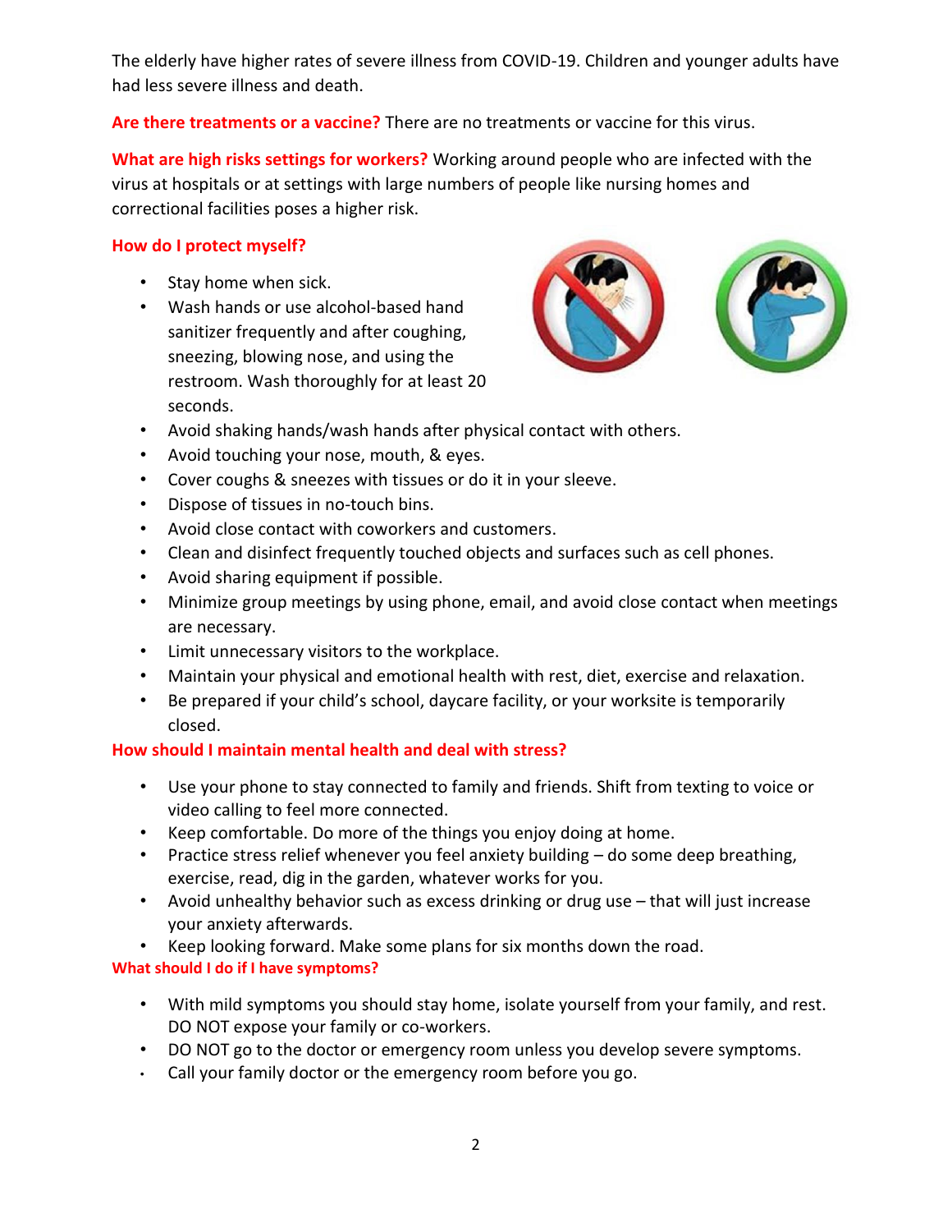The elderly have higher rates of severe illness from COVID-19. Children and younger adults have had less severe illness and death.

**Are there treatments or a vaccine?** There are no treatments or vaccine for this virus.

**What are high risks settings for workers?** Working around people who are infected with the virus at hospitals or at settings with large numbers of people like nursing homes and correctional facilities poses a higher risk.

**How do I protect myself?**

- Stay home when sick.
- Wash hands or use alcohol-based hand sanitizer frequently and after coughing, sneezing, blowing nose, and using the restroom. Wash thoroughly for at least 20 seconds.
- Avoid shaking hands/wash hands after physical contact with others.
- Avoid touching your nose, mouth, & eyes.
- Cover coughs & sneezes with tissues or do it in your sleeve.
- Dispose of tissues in no-touch bins.
- Avoid close contact with coworkers and customers.
- Clean and disinfect frequently touched objects and surfaces such as cell phones.
- Avoid sharing equipment if possible.
- Minimize group meetings by using phone, email, and avoid close contact when meetings are necessary.
- Limit unnecessary visitors to the workplace.
- Maintain your physical and emotional health with rest, diet, exercise and relaxation.
- Be prepared if your child's school, daycare facility, or your worksite is temporarily closed.

**How should I maintain mental health and deal with stress?**

- Use your phone to stay connected to family and friends. Shift from texting to voice or video calling to feel more connected.
- Keep comfortable. Do more of the things you enjoy doing at home.
- Practice stress relief whenever you feel anxiety building – do some deep breathing, exercise, read, dig in the garden, whatever works for you.
- Avoid unhealthy behavior such as excess drinking or drug use – that will just increase your anxiety afterwards.
- Keep looking forward. Make some plans for six months down the road.

**What should I do if I have symptoms?**

- With mild symptoms you should stay home, isolate yourself from your family, and rest. DO NOT expose your family or co-workers.
- DO NOT go to the doctor or emergency room unless you develop severe symptoms.
- Call your family doctor or the emergency room before you go.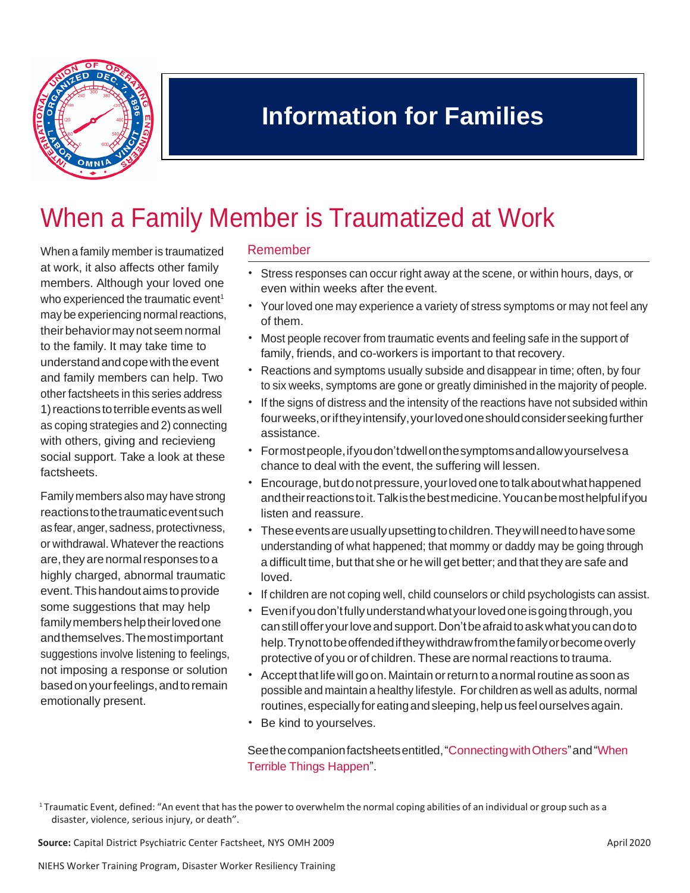# Information for Families

## When a Family Member is Traumatized at Work

When a family member is traumatized at work, it also affects other family members. Although your loved one who experienced the traumatic event[1] may be experiencing normal reactions, their behavior may not seem normal to the family. It may take time to understand and cope with the event and family members can help. Two other factsheets in this series address 1) reactions to terrible events as well as coping strategies and 2) connecting with others, giving and recievieng social support. Take a look at these factsheets.

Family members also may have strong reactions to the traumatic event such as fear, anger, sadness, protectivness, or withdrawal. Whatever the reactions are, they are normal responses to a highly charged, abnormal traumatic event. This handout aims to provide some suggestions that may help family members help their loved one and themselves. The most important suggestions involve listening to feelings, not imposing a response or solution based on your feelings, and to remain emotionally present.

### Remember

- Stress responses can occur right away at the scene, or within hours, days, or even within weeks after the event.
- Your loved one may experience a variety of stress symptoms or may not feel any of them.
- Most people recover from traumatic events and feeling safe in the support of family, friends, and co-workers is important to that recovery.
- Reactions and symptoms usually subside and disappear in time; often, by four to six weeks, symptoms are gone or greatly diminished in the majority of people.
- If the signs of distress and the intensity of the reactions have not subsided within four weeks, or if they intensify, your loved one should consider seeking further assistance.
- For most people, if you don't dwell on the symptoms and allow yourselves a chance to deal with the event, the suffering will lessen.
- Encourage, but do not pressure, your loved one to talk about what happened and their reactions to it. Talk is the best medicine. You can be most helpful if you listen and reassure.
- These events are usually upsetting to children. They will need to have some understanding of what happened; that mommy or daddy may be going through a difficult time, but that she or he will get better; and that they are safe and loved.
- If children are not coping well, child counselors or child psychologists can assist.
- Even if you don't fully understand what your loved one is going through, you can still offer your love and support. Don't be afraid to ask what you can do to help. Try not to be offended if they withdraw from the family or become overly protective of you or of children. These are normal reactions to trauma.
- Accept that life will go on. Maintain or return to a normal routine as soon as possible and maintain a healthy lifestyle. For children as well as adults, normal routines, especially for eating and sleeping, help us feel ourselves again.
- Be kind to yourselves.

See the companion factsheets entitled, "Connecting with Others" and "When Terrible Things Happen".

[1] Traumatic Event, defined: "An event that has the power to overwhelm the normal coping abilities of an individual or group such as a disaster, violence, serious injury, or death".

**Source:** Capital District Psychiatric Center Factsheet, NYS OMH 2009

April 2020

NIEHS Worker Training Program, Disaster Worker Resiliency Training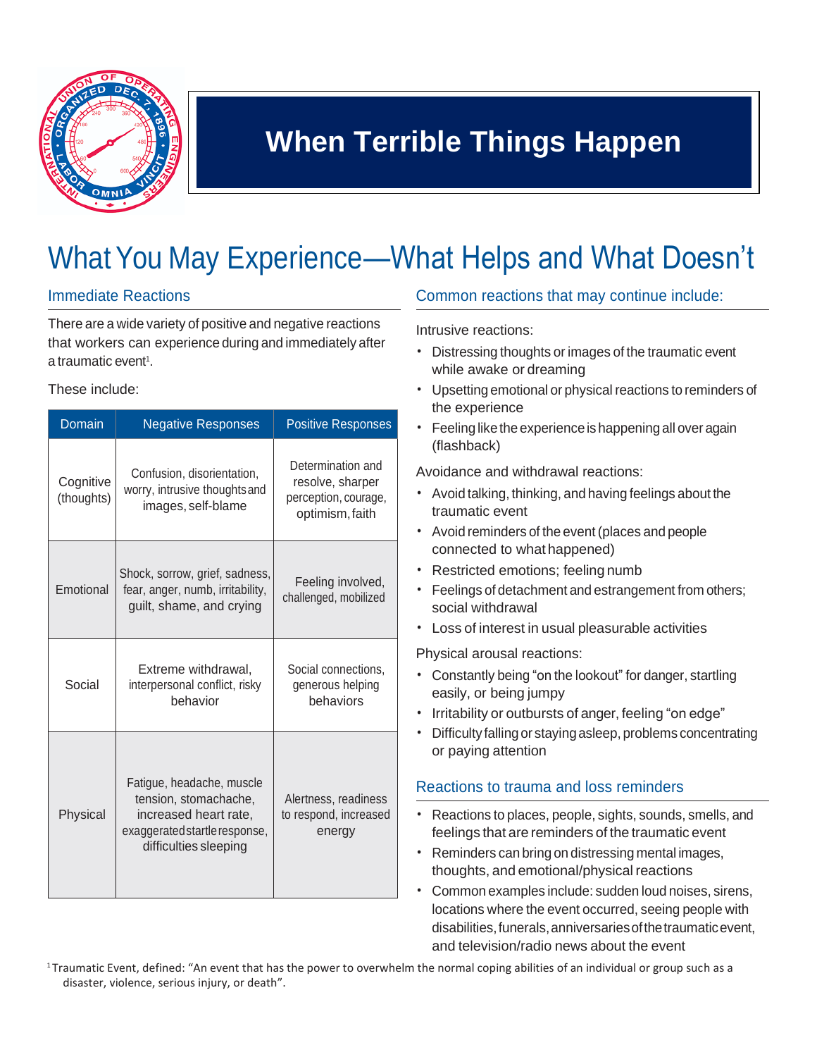# When Terrible Things Happen

## What You May Experience—What Helps and What Doesn't

### Immediate Reactions

There are a wide variety of positive and negative reactions that workers can experience during and immediately after a traumatic event[1].

These include:

| Domain | Negative Responses | Positive Responses |
|---|---|---|
| Cognitive (thoughts) | Confusion, disorientation, worry, intrusive thoughts and images, self-blame | Determination and resolve, sharper perception, courage, optimism, faith |
| Emotional | Shock, sorrow, grief, sadness, fear, anger, numb, irritability, guilt, shame, and crying | Feeling involved, challenged, mobilized |
| Social | Extreme withdrawal, interpersonal conflict, risky behavior | Social connections, generous helping behaviors |
| Physical | Fatigue, headache, muscle tension, stomachache, increased heart rate, exaggerated startle response, difficulties sleeping | Alertness, readiness to respond, increased energy |

### Common reactions that may continue include:

Intrusive reactions:

- Distressing thoughts or images of the traumatic event while awake or dreaming
- Upsetting emotional or physical reactions to reminders of the experience
- Feeling like the experience is happening all over again (flashback)

Avoidance and withdrawal reactions:

- Avoid talking, thinking, and having feelings about the traumatic event
- Avoid reminders of the event (places and people connected to what happened)
- Restricted emotions; feeling numb
- Feelings of detachment and estrangement from others; social withdrawal
- Loss of interest in usual pleasurable activities

Physical arousal reactions:

- Constantly being "on the lookout" for danger, startling easily, or being jumpy
- Irritability or outbursts of anger, feeling "on edge"
- Difficulty falling or staying asleep, problems concentrating or paying attention

### Reactions to trauma and loss reminders

- Reactions to places, people, sights, sounds, smells, and feelings that are reminders of the traumatic event
- Reminders can bring on distressing mental images, thoughts, and emotional/physical reactions
- Common examples include: sudden loud noises, sirens, locations where the event occurred, seeing people with disabilities, funerals, anniversaries of the traumatic event, and television/radio news about the event

[1] Traumatic Event, defined: "An event that has the power to overwhelm the normal coping abilities of an individual or group such as a disaster, violence, serious injury, or death".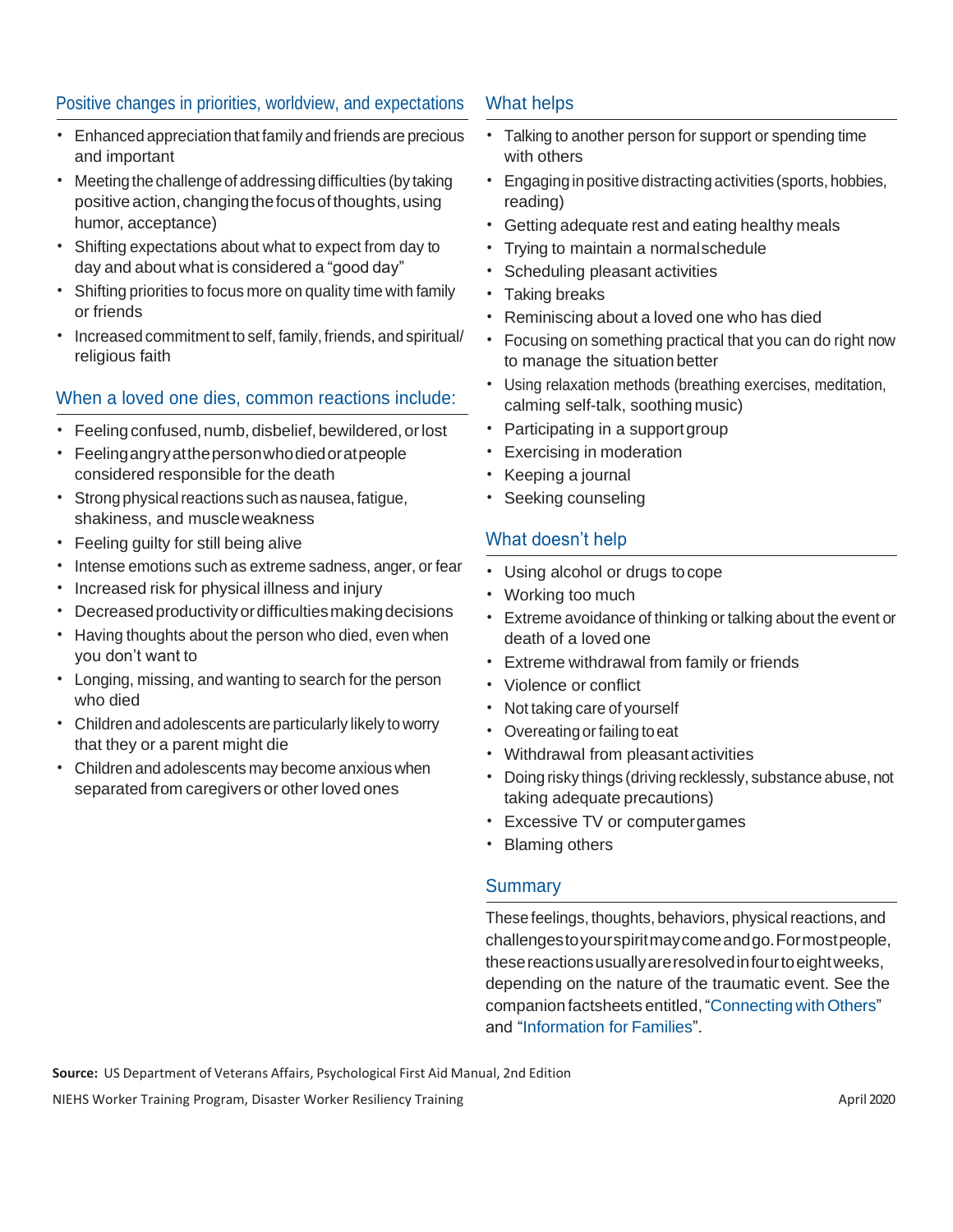## Positive changes in priorities, worldview, and expectations

- Enhanced appreciation that family and friends are precious and important
- Meeting the challenge of addressing difficulties (by taking positive action, changing the focus of thoughts, using humor, acceptance)
- Shifting expectations about what to expect from day to day and about what is considered a "good day"
- Shifting priorities to focus more on quality time with family or friends
- Increased commitment to self, family, friends, and spiritual/ religious faith

## When a loved one dies, common reactions include:

- Feeling confused, numb, disbelief, bewildered, or lost
- Feeling angry at the person who died or at people considered responsible for the death
- Strong physical reactions such as nausea, fatigue, shakiness, and muscle weakness
- Feeling guilty for still being alive
- Intense emotions such as extreme sadness, anger, or fear
- Increased risk for physical illness and injury
- Decreased productivity or difficulties making decisions
- Having thoughts about the person who died, even when you don't want to
- Longing, missing, and wanting to search for the person who died
- Children and adolescents are particularly likely to worry that they or a parent might die
- Children and adolescents may become anxious when separated from caregivers or other loved ones

## What helps

- Talking to another person for support or spending time with others
- Engaging in positive distracting activities (sports, hobbies, reading)
- Getting adequate rest and eating healthy meals
- Trying to maintain a normal schedule
- Scheduling pleasant activities
- Taking breaks
- Reminiscing about a loved one who has died
- Focusing on something practical that you can do right now to manage the situation better
- Using relaxation methods (breathing exercises, meditation, calming self-talk, soothing music)
- Participating in a support group
- Exercising in moderation
- Keeping a journal
- Seeking counseling

## What doesn't help

- Using alcohol or drugs to cope
- Working too much
- Extreme avoidance of thinking or talking about the event or death of a loved one
- Extreme withdrawal from family or friends
- Violence or conflict
- Not taking care of yourself
- Overeating or failing to eat
- Withdrawal from pleasant activities
- Doing risky things (driving recklessly, substance abuse, not taking adequate precautions)
- Excessive TV or computer games
- Blaming others

## Summary

These feelings, thoughts, behaviors, physical reactions, and challenges to your spirit may come and go. For most people, these reactions usually are resolved in four to eight weeks, depending on the nature of the traumatic event. See the companion factsheets entitled, "Connecting with Others" and "Information for Families".

**Source:** US Department of Veterans Affairs, Psychological First Aid Manual, 2nd Edition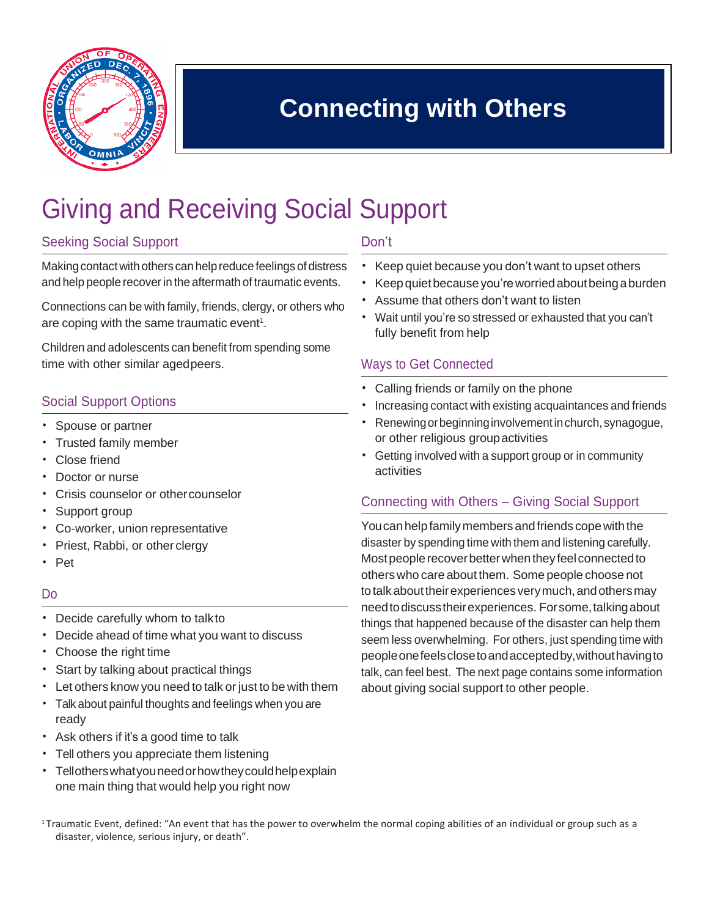# Connecting with Others

## Giving and Receiving Social Support

### Seeking Social Support

Making contact with others can help reduce feelings of distress and help people recover in the aftermath of traumatic events.

Connections can be with family, friends, clergy, or others who are coping with the same traumatic event[1].

Children and adolescents can benefit from spending some time with other similar aged peers.

### Social Support Options

- Spouse or partner
- Trusted family member
- Close friend
- Doctor or nurse
- Crisis counselor or other counselor
- Support group
- Co-worker, union representative
- Priest, Rabbi, or other clergy
- Pet

### Do

- Decide carefully whom to talk to
- Decide ahead of time what you want to discuss
- Choose the right time
- Start by talking about practical things
- Let others know you need to talk or just to be with them
- Talk about painful thoughts and feelings when you are ready
- Ask others if it's a good time to talk
- Tell others you appreciate them listening
- Tell others what you need or how they could help explain one main thing that would help you right now

### Don't

- Keep quiet because you don't want to upset others
- Keep quiet because you're worried about being a burden
- Assume that others don't want to listen
- Wait until you're so stressed or exhausted that you can't fully benefit from help

### Ways to Get Connected

- Calling friends or family on the phone
- Increasing contact with existing acquaintances and friends
- Renewing or beginning involvement in church, synagogue, or other religious group activities
- Getting involved with a support group or in community activities

### Connecting with Others – Giving Social Support

You can help family members and friends cope with the disaster by spending time with them and listening carefully. Most people recover better when they feel connected to others who care about them. Some people choose not to talk about their experiences very much, and others may need to discuss their experiences. For some, talking about things that happened because of the disaster can help them seem less overwhelming. For others, just spending time with people one feels close to and accepted by, without having to talk, can feel best. The next page contains some information about giving social support to other people.

[1] Traumatic Event, defined: "An event that has the power to overwhelm the normal coping abilities of an individual or group such as a disaster, violence, serious injury, or death".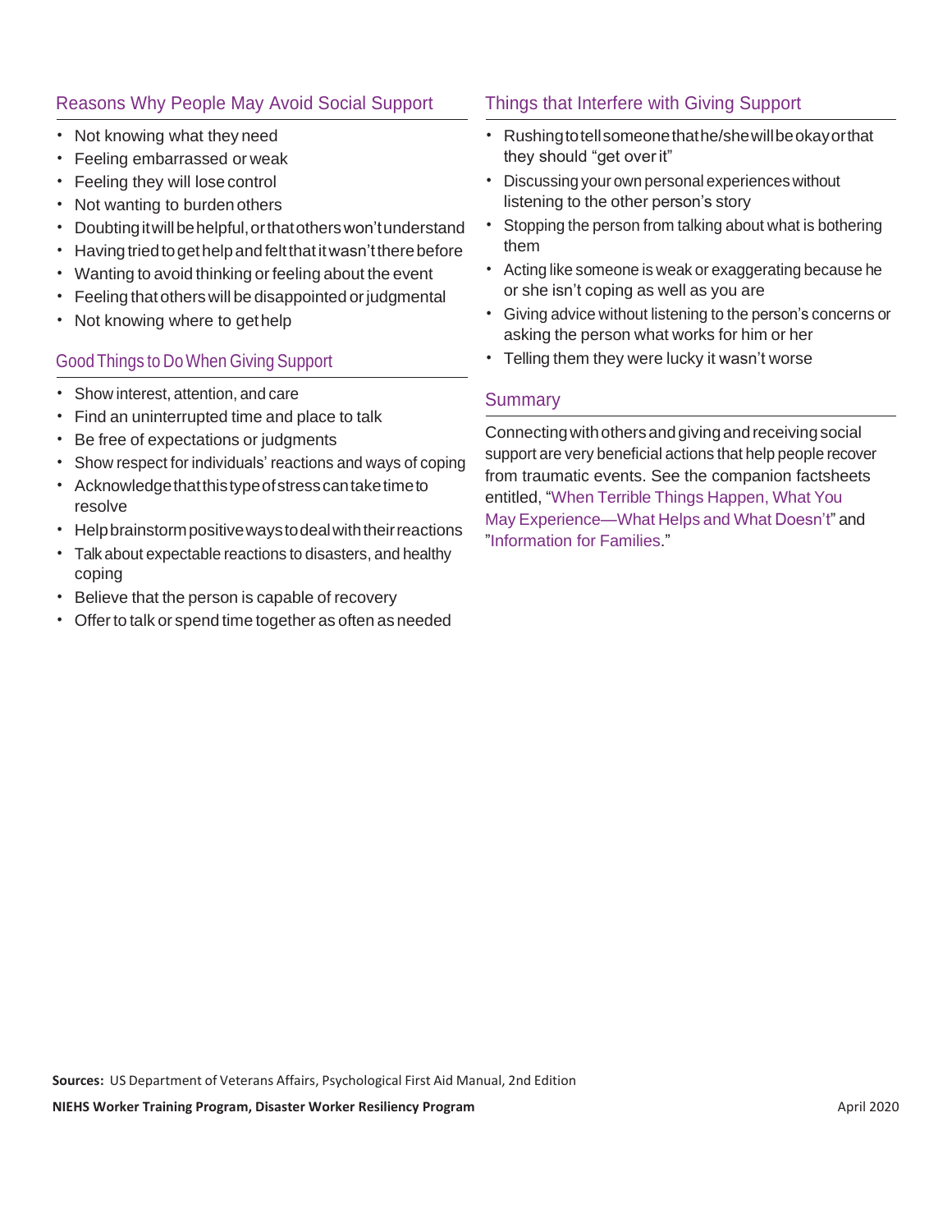## Reasons Why People May Avoid Social Support

- Not knowing what they need
- Feeling embarrassed or weak
- Feeling they will lose control
- Not wanting to burden others
- Doubting it will be helpful, or that others won't understand
- Having tried to get help and felt that it wasn't there before
- Wanting to avoid thinking or feeling about the event
- Feeling that others will be disappointed or judgmental
- Not knowing where to get help

## Good Things to Do When Giving Support

- Show interest, attention, and care
- Find an uninterrupted time and place to talk
- Be free of expectations or judgments
- Show respect for individuals' reactions and ways of coping
- Acknowledge that this type of stress can take time to resolve
- Help brainstorm positive ways to deal with their reactions
- Talk about expectable reactions to disasters, and healthy coping
- Believe that the person is capable of recovery
- Offer to talk or spend time together as often as needed

## Things that Interfere with Giving Support

- Rushing to tell someone that he/she will be okay or that they should "get over it"
- Discussing your own personal experiences without listening to the other person's story
- Stopping the person from talking about what is bothering them
- Acting like someone is weak or exaggerating because he or she isn't coping as well as you are
- Giving advice without listening to the person's concerns or asking the person what works for him or her
- Telling them they were lucky it wasn't worse

## Summary

Connecting with others and giving and receiving social support are very beneficial actions that help people recover from traumatic events. See the companion factsheets entitled, "When Terrible Things Happen, What You May Experience—What Helps and What Doesn't" and "Information for Families."

**Sources:** US Department of Veterans Affairs, Psychological First Aid Manual, 2nd Edition

**NIEHS Worker Training Program, Disaster Worker Resiliency Program** April 2020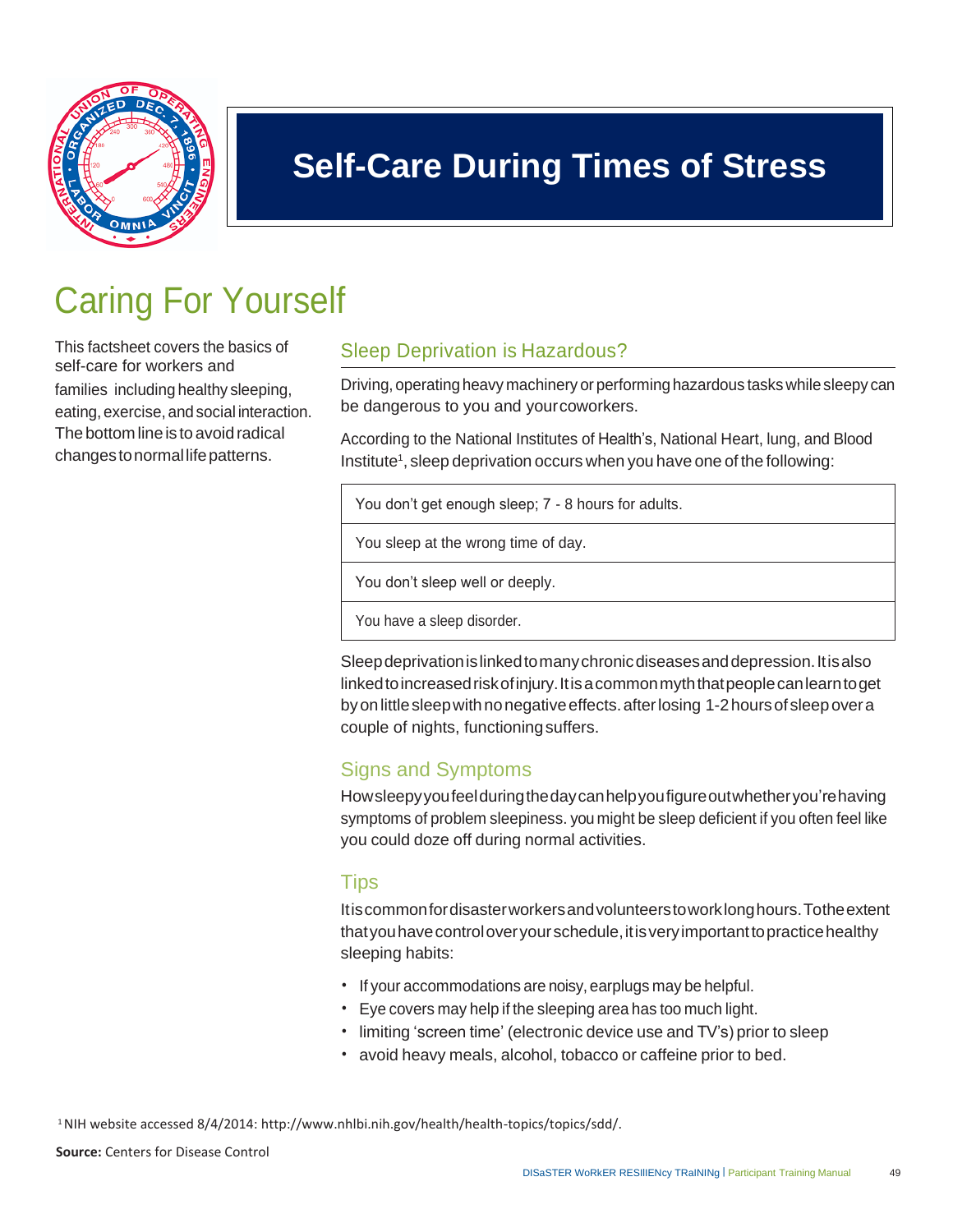# Self-Care During Times of Stress

## Caring For Yourself

This factsheet covers the basics of self-care for workers and families including healthy sleeping, eating, exercise, and social interaction. The bottom line is to avoid radical changes to normal life patterns.

### Sleep Deprivation is Hazardous?

Driving, operating heavy machinery or performing hazardous tasks while sleepy can be dangerous to you and your coworkers.

According to the National Institutes of Health's, National Heart, lung, and Blood Institute[1], sleep deprivation occurs when you have one of the following:

| |
|---|
| You don't get enough sleep; 7 - 8 hours for adults. |
| You sleep at the wrong time of day. |
| You don't sleep well or deeply. |
| You have a sleep disorder. |

Sleep deprivation is linked to many chronic diseases and depression. It is also linked to increased risk of injury. It is a common myth that people can learn to get by on little sleep with no negative effects. after losing 1-2 hours of sleep over a couple of nights, functioning suffers.

### Signs and Symptoms

How sleepy you feel during the day can help you figure out whether you're having symptoms of problem sleepiness. you might be sleep deficient if you often feel like you could doze off during normal activities.

### Tips

It is common for disaster workers and volunteers to work long hours. To the extent that you have control over your schedule, it is very important to practice healthy sleeping habits:

- If your accommodations are noisy, earplugs may be helpful.
- Eye covers may help if the sleeping area has too much light.
- limiting 'screen time' (electronic device use and TV's) prior to sleep
- avoid heavy meals, alcohol, tobacco or caffeine prior to bed.

[1] NIH website accessed 8/4/2014: http://www.nhlbi.nih.gov/health/health-topics/topics/sdd/.

**Source:** Centers for Disease Control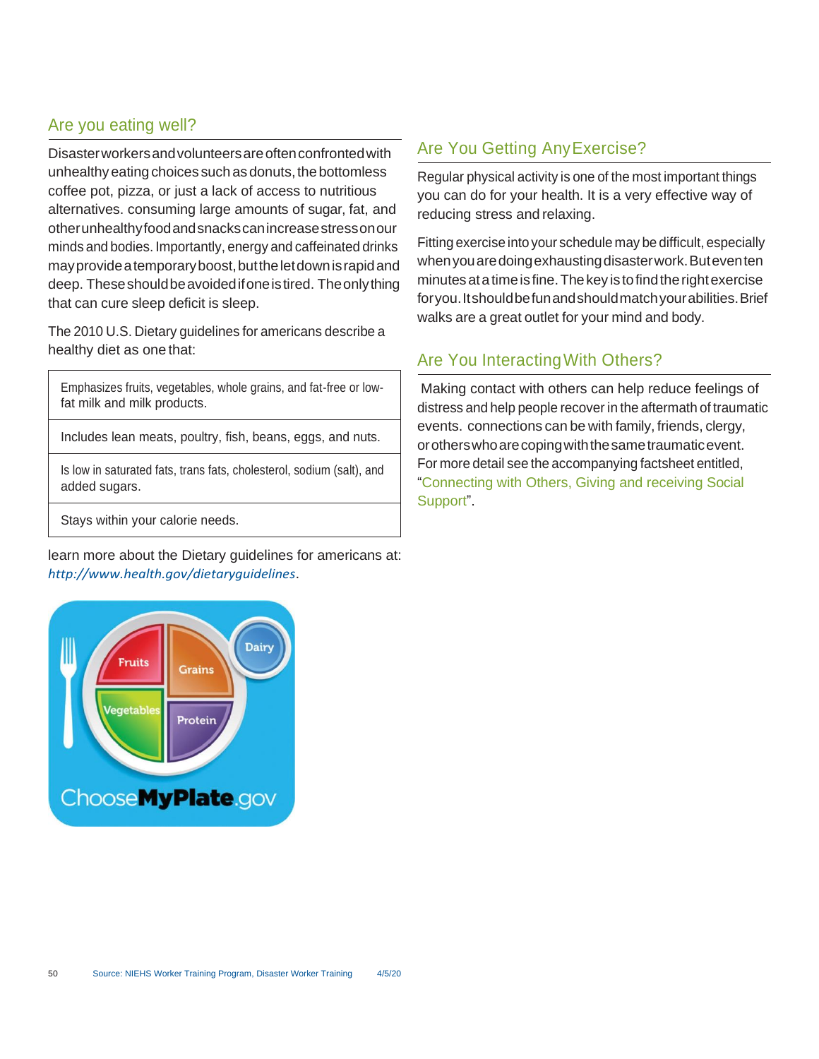## Are you eating well?

Disaster workers and volunteers are often confronted with unhealthy eating choices such as donuts, the bottomless coffee pot, pizza, or just a lack of access to nutritious alternatives. consuming large amounts of sugar, fat, and other unhealthy food and snacks can increase stress on our minds and bodies. Importantly, energy and caffeinated drinks may provide a temporary boost, but the letdown is rapid and deep. These should be avoided if one is tired. The only thing that can cure sleep deficit is sleep.

The 2010 U.S. Dietary guidelines for americans describe a healthy diet as one that:

| |
|---|
| Emphasizes fruits, vegetables, whole grains, and fat-free or low-fat milk and milk products. |
| Includes lean meats, poultry, fish, beans, eggs, and nuts. |
| Is low in saturated fats, trans fats, cholesterol, sodium (salt), and added sugars. |
| Stays within your calorie needs. |

learn more about the Dietary guidelines for americans at: *http://www.health.gov/dietaryguidelines*.

Fruits
Grains
Dairy
Vegetables
Protein
ChooseMyPlate.gov

## Are You Getting Any Exercise?

Regular physical activity is one of the most important things you can do for your health. It is a very effective way of reducing stress and relaxing.

Fitting exercise into your schedule may be difficult, especially when you are doing exhausting disaster work. But even ten minutes at a time is fine. The key is to find the right exercise for you. It should be fun and should match your abilities. Brief walks are a great outlet for your mind and body.

## Are You Interacting With Others?

Making contact with others can help reduce feelings of distress and help people recover in the aftermath of traumatic events. connections can be with family, friends, clergy, or others who are coping with the same traumatic event. For more detail see the accompanying factsheet entitled, "Connecting with Others, Giving and receiving Social Support".

Source: NIEHS Worker Training Program, Disaster Worker Training 4/5/20